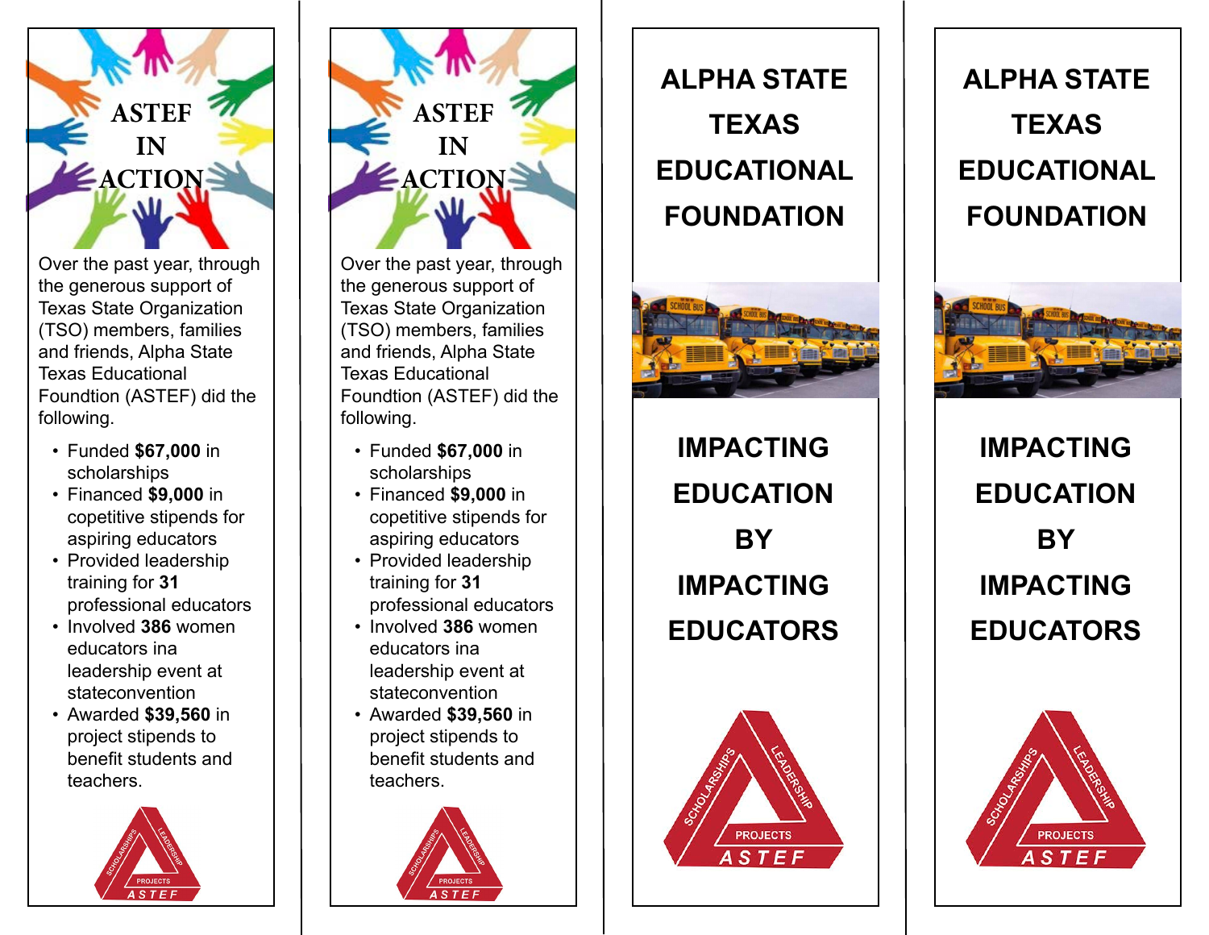# ASTEF IN ACTION

Over the past year, through the generous support of Texas State Organization (TSO) members, families and friends, Alpha State Texas Educational Foundtion (ASTEF) did the following.

- Funded **$67,000** in scholarships
- Financed **$9,000** in copetitive stipends for aspiring educators
- Provided leadership training for **31** professional educators
- Involved **386** women educators ina leadership event at stateconvention
- Awarded **$39,560** in project stipends to benefit students and teachers.

SCHOLARSHIPS LEADERSHIP PROJECTS ASTEF

# ASTEF IN ACTION

Over the past year, through the generous support of Texas State Organization (TSO) members, families and friends, Alpha State Texas Educational Foundtion (ASTEF) did the following.

- Funded **$67,000** in scholarships
- Financed **$9,000** in copetitive stipends for aspiring educators
- Provided leadership training for **31** professional educators
- Involved **386** women educators ina leadership event at stateconvention
- Awarded **$39,560** in project stipends to benefit students and teachers.

SCHOLARSHIPS LEADERSHIP PROJECTS ASTEF

# ALPHA STATE TEXAS EDUCATIONAL FOUNDATION

## IMPACTING EDUCATION BY IMPACTING EDUCATORS

SCHOLARSHIPS LEADERSHIP PROJECTS ASTEF

# ALPHA STATE TEXAS EDUCATIONAL FOUNDATION

## IMPACTING EDUCATION BY IMPACTING EDUCATORS

SCHOLARSHIPS LEADERSHIP PROJECTS ASTEF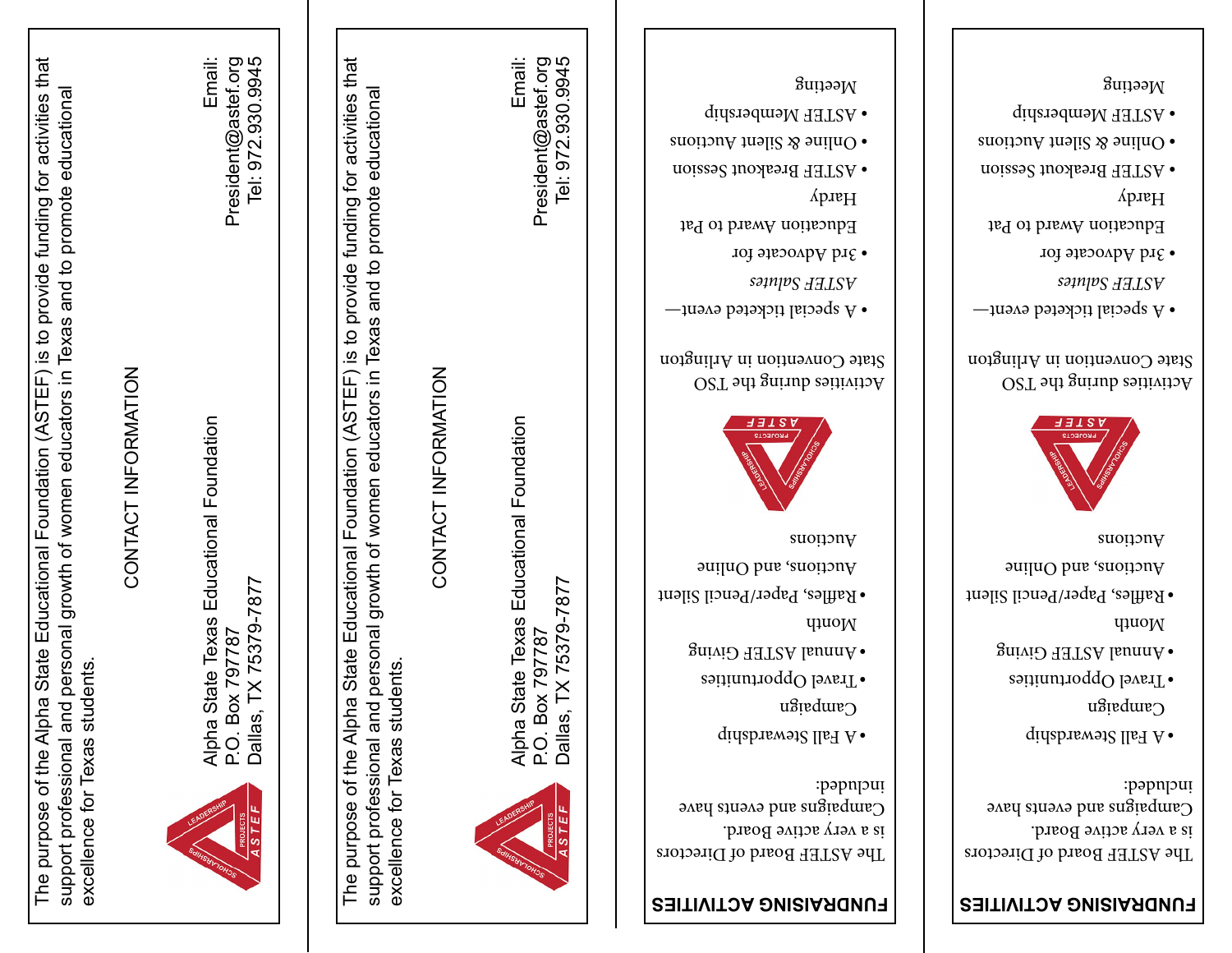The purpose of the Alpha State Educational Foundation (ASTEF) is to provide funding for activities that support professional and personal growth of women educators in Texas and to promote educational excellence for Texas students.

CONTACT INFORMATION

Alpha State Texas Educational Foundation
P.O. Box 797787
Dallas, TX 75379-7877

Email:
President@astef.org
Tel: 972.930.9945

The purpose of the Alpha State Educational Foundation (ASTEF) is to provide funding for activities that support professional and personal growth of women educators in Texas and to promote educational excellence for Texas students.

CONTACT INFORMATION

Alpha State Texas Educational Foundation
P.O. Box 797787
Dallas, TX 75379-7877

Email:
President@astef.org
Tel: 972.930.9945

## FUNDRAISING ACTIVITIES

The ASTEF Board of Directors is a very active Board. Campaigns and events have included:

- A Fall Stewardship Campaign
- Travel Opportunities
- Annual ASTEF Giving Month
- Raffles, Paper/Pencil Silent Auctions, and Online Auctions

Activities during the TSO State Convention in Arlington

- A special ticketed event—*ASTEF Salutes*
- 3rd Advocate for Education Award to Pat Hardy
- ASTEF Breakout Session
- Online & Silent Auctions
- ASTEF Membership Meeting

## FUNDRAISING ACTIVITIES

The ASTEF Board of Directors is a very active Board. Campaigns and events have included:

- A Fall Stewardship Campaign
- Travel Opportunities
- Annual ASTEF Giving Month
- Raffles, Paper/Pencil Silent Auctions, and Online Auctions

Activities during the TSO State Convention in Arlington

- A special ticketed event—*ASTEF Salutes*
- 3rd Advocate for Education Award to Pat Hardy
- ASTEF Breakout Session
- Online & Silent Auctions
- ASTEF Membership Meeting